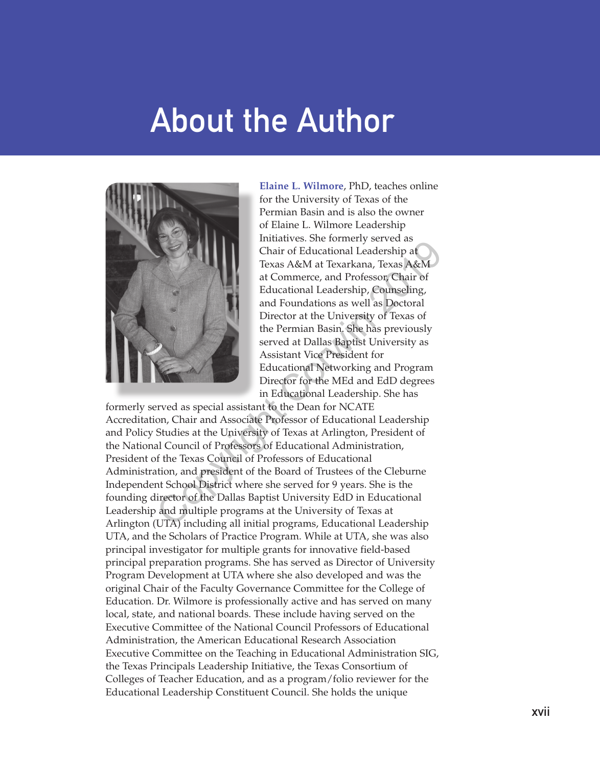# About the Author

**Elaine L. Wilmore**, PhD, teaches online for the University of Texas of the Permian Basin and is also the owner of Elaine L. Wilmore Leadership Initiatives. She formerly served as Chair of Educational Leadership at Texas A&M at Texarkana, Texas A&M at Commerce, and Professor, Chair of Educational Leadership, Counseling, and Foundations as well as Doctoral Director at the University of Texas of the Permian Basin. She has previously served at Dallas Baptist University as Assistant Vice President for Educational Networking and Program Director for the MEd and EdD degrees in Educational Leadership. She has formerly served as special assistant to the Dean for NCATE Accreditation, Chair and Associate Professor of Educational Leadership and Policy Studies at the University of Texas at Arlington, President of the National Council of Professors of Educational Administration, President of the Texas Council of Professors of Educational Administration, and president of the Board of Trustees of the Cleburne Independent School District where she served for 9 years. She is the founding director of the Dallas Baptist University EdD in Educational Leadership and multiple programs at the University of Texas at Arlington (UTA) including all initial programs, Educational Leadership UTA, and the Scholars of Practice Program. While at UTA, she was also principal investigator for multiple grants for innovative field-based principal preparation programs. She has served as Director of University Program Development at UTA where she also developed and was the original Chair of the Faculty Governance Committee for the College of Education. Dr. Wilmore is professionally active and has served on many local, state, and national boards. These include having served on the Executive Committee of the National Council Professors of Educational Administration, the American Educational Research Association Executive Committee on the Teaching in Educational Administration SIG, the Texas Principals Leadership Initiative, the Texas Consortium of Colleges of Teacher Education, and as a program/folio reviewer for the Educational Leadership Constituent Council. She holds the unique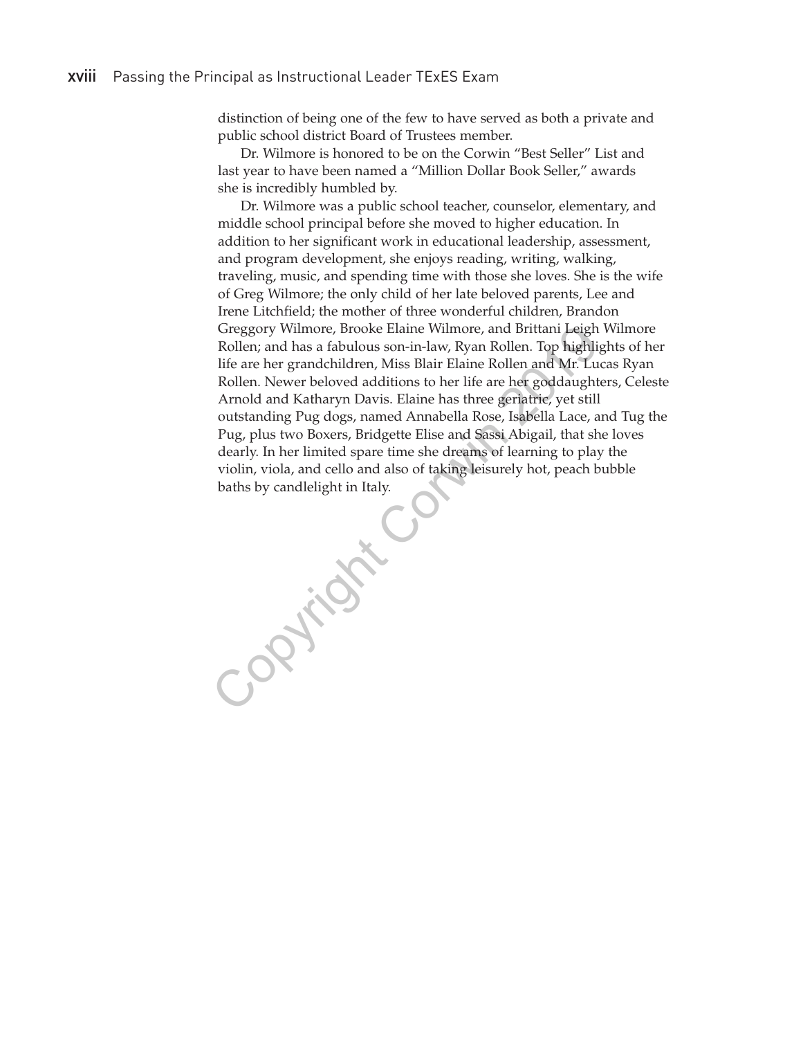distinction of being one of the few to have served as both a private and public school district Board of Trustees member.

Dr. Wilmore is honored to be on the Corwin "Best Seller" List and last year to have been named a "Million Dollar Book Seller," awards she is incredibly humbled by.

Dr. Wilmore was a public school teacher, counselor, elementary, and middle school principal before she moved to higher education. In addition to her significant work in educational leadership, assessment, and program development, she enjoys reading, writing, walking, traveling, music, and spending time with those she loves. She is the wife of Greg Wilmore; the only child of her late beloved parents, Lee and Irene Litchfield; the mother of three wonderful children, Brandon Greggory Wilmore, Brooke Elaine Wilmore, and Brittani Leigh Wilmore Rollen; and has a fabulous son-in-law, Ryan Rollen. Top highlights of her life are her grandchildren, Miss Blair Elaine Rollen and Mr. Lucas Ryan Rollen. Newer beloved additions to her life are her goddaughters, Celeste Arnold and Katharyn Davis. Elaine has three geriatric, yet still outstanding Pug dogs, named Annabella Rose, Isabella Lace, and Tug the Pug, plus two Boxers, Bridgette Elise and Sassi Abigail, that she loves dearly. In her limited spare time she dreams of learning to play the violin, viola, and cello and also of taking leisurely hot, peach bubble baths by candlelight in Italy.